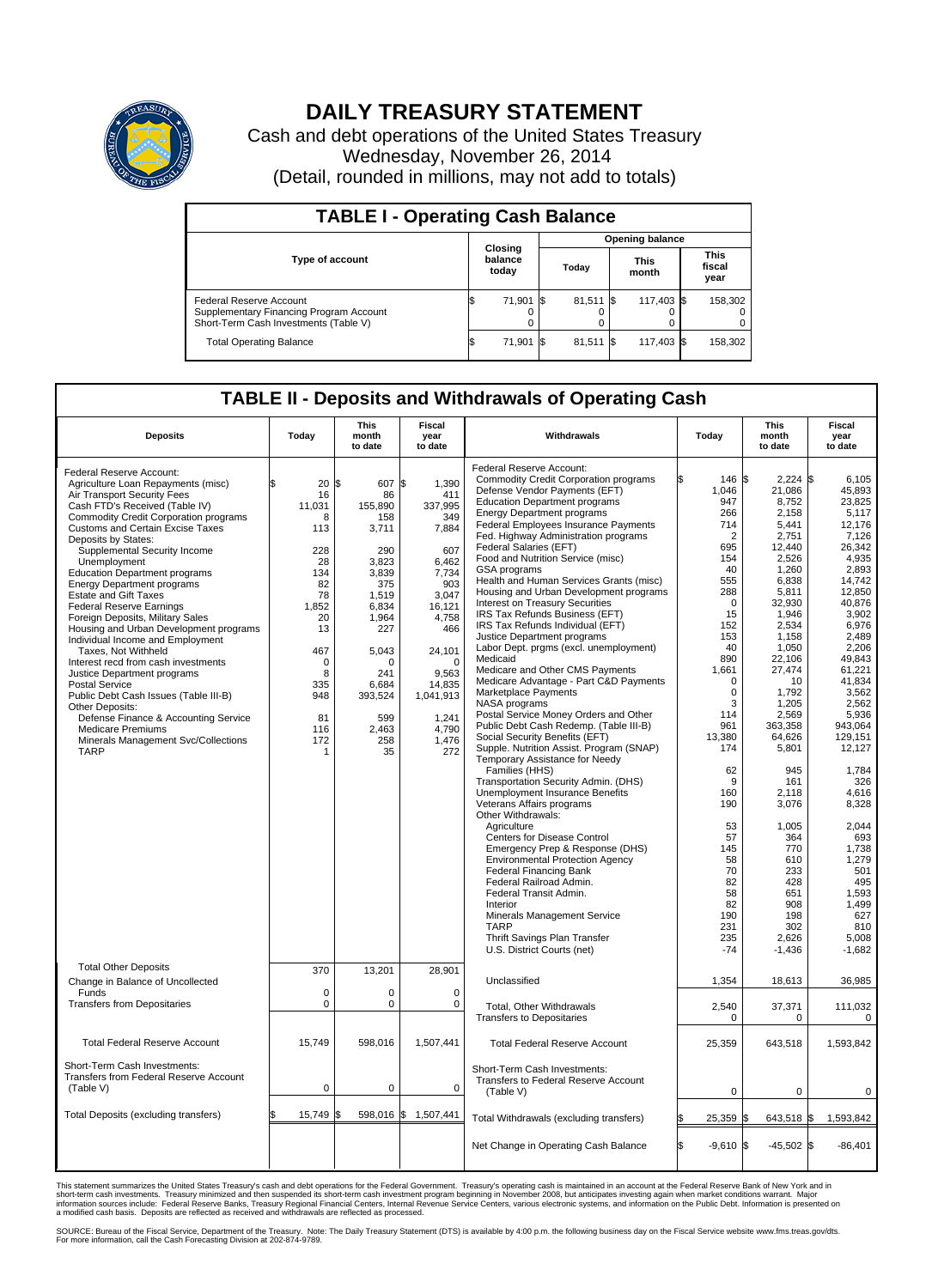# DAILY TREASURY STATEMENT

Cash and debt operations of the United States Treasury
Wednesday, November 26, 2014
(Detail, rounded in millions, may not add to totals)

## TABLE I - Operating Cash Balance

| Type of account | Closing balance today | Opening balance Today | Opening balance This month | Opening balance This fiscal year |
|---|---|---|---|---|
| Federal Reserve Account | $ 71,901 | $ 81,511 | $ 117,403 | $ 158,302 |
| Supplementary Financing Program Account | 0 | 0 | 0 | 0 |
| Short-Term Cash Investments (Table V) | 0 | 0 | 0 | 0 |
| Total Operating Balance | $ 71,901 | $ 81,511 | $ 117,403 | $ 158,302 |

## TABLE II - Deposits and Withdrawals of Operating Cash

| Deposits | Today | This month to date | Fiscal year to date |
|---|---|---|---|
| Federal Reserve Account: | | | |
| Agriculture Loan Repayments (misc) | $ 20 | $ 607 | $ 1,390 |
| Air Transport Security Fees | 16 | 86 | 411 |
| Cash FTD's Received (Table IV) | 11,031 | 155,890 | 337,995 |
| Commodity Credit Corporation programs | 8 | 158 | 349 |
| Customs and Certain Excise Taxes | 113 | 3,711 | 7,884 |
| Deposits by States: | | | |
| Supplemental Security Income | 228 | 290 | 607 |
| Unemployment | 28 | 3,823 | 6,462 |
| Education Department programs | 134 | 3,839 | 7,734 |
| Energy Department programs | 82 | 375 | 903 |
| Estate and Gift Taxes | 78 | 1,519 | 3,047 |
| Federal Reserve Earnings | 1,852 | 6,834 | 16,121 |
| Foreign Deposits, Military Sales | 20 | 1,964 | 4,758 |
| Housing and Urban Development programs | 13 | 227 | 466 |
| Individual Income and Employment Taxes, Not Withheld | 467 | 5,043 | 24,101 |
| Interest recd from cash investments | 0 | 0 | 0 |
| Justice Department programs | 8 | 241 | 9,563 |
| Postal Service | 335 | 6,684 | 14,835 |
| Public Debt Cash Issues (Table III-B) | 948 | 393,524 | 1,041,913 |
| Other Deposits: | | | |
| Defense Finance & Accounting Service | 81 | 599 | 1,241 |
| Medicare Premiums | 116 | 2,463 | 4,790 |
| Minerals Management Svc/Collections | 172 | 258 | 1,476 |
| TARP | 1 | 35 | 272 |
| Total Other Deposits | 370 | 13,201 | 28,901 |
| Change in Balance of Uncollected Funds | 0 | 0 | 0 |
| Transfers from Depositaries | 0 | 0 | 0 |
| Total Federal Reserve Account | 15,749 | 598,016 | 1,507,441 |
| Short-Term Cash Investments: Transfers from Federal Reserve Account (Table V) | 0 | 0 | 0 |
| Total Deposits (excluding transfers) | $ 15,749 | $ 598,016 | $ 1,507,441 |

| Withdrawals | Today | This month to date | Fiscal year to date |
|---|---|---|---|
| Federal Reserve Account: | | | |
| Commodity Credit Corporation programs | $ 146 | $ 2,224 | $ 6,105 |
| Defense Vendor Payments (EFT) | 1,046 | 21,086 | 45,893 |
| Education Department programs | 947 | 8,752 | 23,825 |
| Energy Department programs | 266 | 2,158 | 5,117 |
| Federal Employees Insurance Payments | 714 | 5,441 | 12,176 |
| Fed. Highway Administration programs | 2 | 2,751 | 7,126 |
| Federal Salaries (EFT) | 695 | 12,440 | 26,342 |
| Food and Nutrition Service (misc) | 154 | 2,526 | 4,935 |
| GSA programs | 40 | 1,260 | 2,893 |
| Health and Human Services Grants (misc) | 555 | 6,838 | 14,742 |
| Housing and Urban Development programs | 288 | 5,811 | 12,850 |
| Interest on Treasury Securities | 0 | 32,930 | 40,876 |
| IRS Tax Refunds Business (EFT) | 15 | 1,946 | 3,902 |
| IRS Tax Refunds Individual (EFT) | 152 | 2,534 | 6,976 |
| Justice Department programs | 153 | 1,158 | 2,489 |
| Labor Dept. prgms (excl. unemployment) | 40 | 1,050 | 2,206 |
| Medicaid | 890 | 22,106 | 49,843 |
| Medicare and Other CMS Payments | 1,661 | 27,474 | 61,221 |
| Medicare Advantage - Part C&D Payments | 0 | 10 | 41,834 |
| Marketplace Payments | 0 | 1,792 | 3,562 |
| NASA programs | 3 | 1,205 | 2,562 |
| Postal Service Money Orders and Other | 114 | 2,569 | 5,936 |
| Public Debt Cash Redemp. (Table III-B) | 961 | 363,358 | 943,064 |
| Social Security Benefits (EFT) | 13,380 | 64,626 | 129,151 |
| Supple. Nutrition Assist. Program (SNAP) | 174 | 5,801 | 12,127 |
| Temporary Assistance for Needy Families (HHS) | 62 | 945 | 1,784 |
| Transportation Security Admin. (DHS) | 9 | 161 | 326 |
| Unemployment Insurance Benefits | 160 | 2,118 | 4,616 |
| Veterans Affairs programs | 190 | 3,076 | 8,328 |
| Other Withdrawals: | | | |
| Agriculture | 53 | 1,005 | 2,044 |
| Centers for Disease Control | 57 | 364 | 693 |
| Emergency Prep & Response (DHS) | 145 | 770 | 1,738 |
| Environmental Protection Agency | 58 | 610 | 1,279 |
| Federal Financing Bank | 70 | 233 | 501 |
| Federal Railroad Admin. | 82 | 428 | 495 |
| Federal Transit Admin. | 58 | 651 | 1,593 |
| Interior | 82 | 908 | 1,499 |
| Minerals Management Service | 190 | 198 | 627 |
| TARP | 231 | 302 | 810 |
| Thrift Savings Plan Transfer | 235 | 2,626 | 5,008 |
| U.S. District Courts (net) | -74 | -1,436 | -1,682 |
| Unclassified | 1,354 | 18,613 | 36,985 |
| Total, Other Withdrawals | 2,540 | 37,371 | 111,032 |
| Transfers to Depositaries | 0 | 0 | 0 |
| Total Federal Reserve Account | 25,359 | 643,518 | 1,593,842 |
| Short-Term Cash Investments: Transfers to Federal Reserve Account (Table V) | 0 | 0 | 0 |
| Total Withdrawals (excluding transfers) | $ 25,359 | $ 643,518 | $ 1,593,842 |
| Net Change in Operating Cash Balance | $ -9,610 | $ -45,502 | $ -86,401 |

This statement summarizes the United States Treasury's cash and debt operations for the Federal Government. Treasury's operating cash is maintained in an account at the Federal Reserve Bank of New York and in short-term cash investments. Treasury minimized and then suspended its short-term cash investment program beginning in November 2008, but anticipates investing again when market conditions warrant. Major information sources include: Federal Reserve Banks, Treasury Regional Financial Centers, Internal Revenue Service Centers, various electronic systems, and information on the Public Debt. Information is presented on a modified cash basis. Deposits are reflected as received and withdrawals are reflected as processed.

SOURCE: Bureau of the Fiscal Service, Department of the Treasury. Note: The Daily Treasury Statement (DTS) is available by 4:00 p.m. the following business day on the Fiscal Service website www.fms.treas.gov/dts. For more information, call the Cash Forecasting Division at 202-874-9789.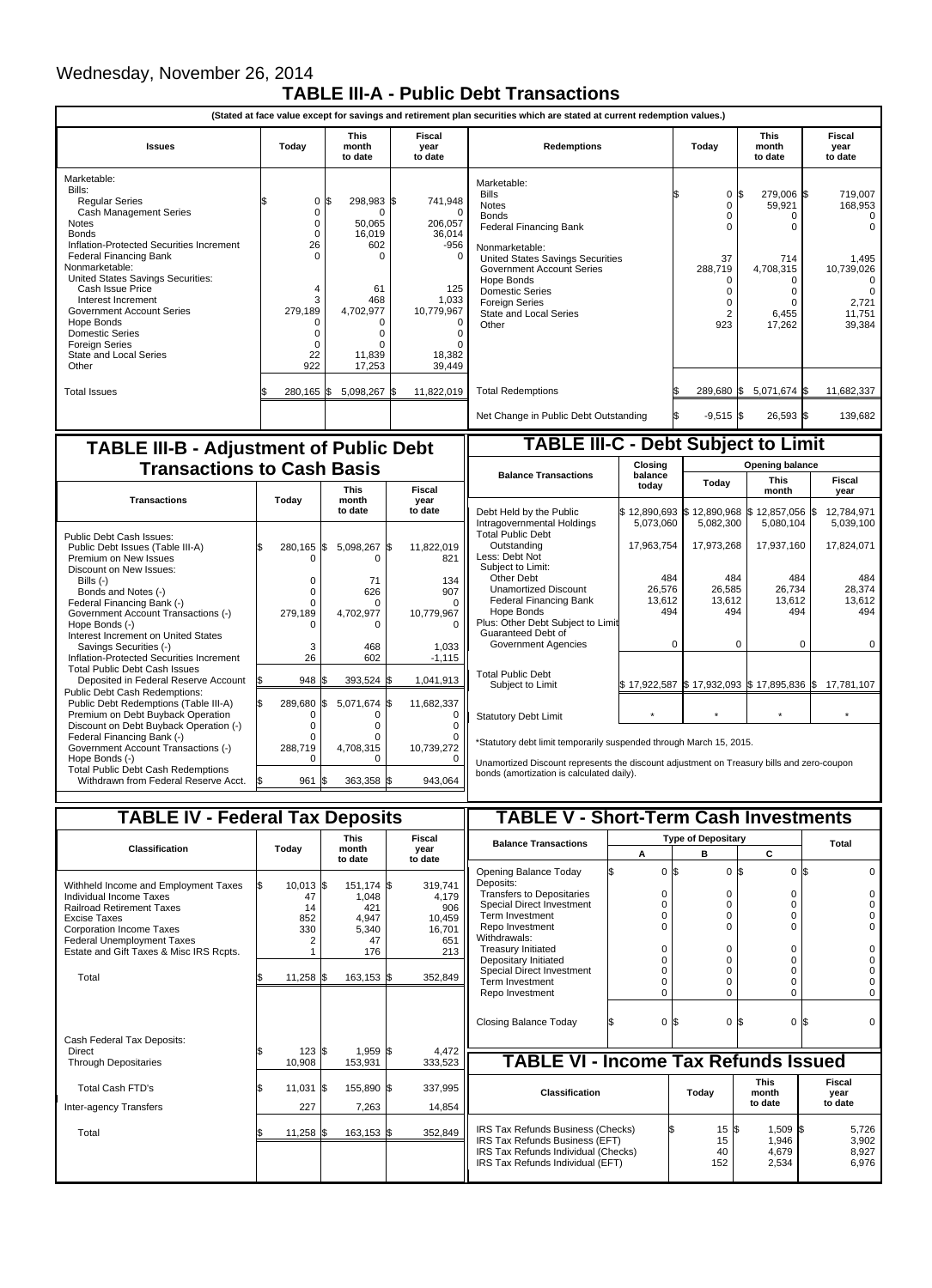Wednesday, November 26, 2014

# TABLE III-A - Public Debt Transactions

(Stated at face value except for savings and retirement plan securities which are stated at current redemption values.)

| Issues | Today | This month to date | Fiscal year to date |
|---|---|---|---|
| Marketable: | | | |
| Bills: | | | |
| Regular Series | $ 0 | $ 298,983 | $ 741,948 |
| Cash Management Series | 0 | 0 | 0 |
| Notes | 0 | 50,065 | 206,057 |
| Bonds | 0 | 16,019 | 36,014 |
| Inflation-Protected Securities Increment | 26 | 602 | -956 |
| Federal Financing Bank | 0 | 0 | 0 |
| Nonmarketable: | | | |
| United States Savings Securities: | | | |
| Cash Issue Price | 4 | 61 | 125 |
| Interest Increment | 3 | 468 | 1,033 |
| Government Account Series | 279,189 | 4,702,977 | 10,779,967 |
| Hope Bonds | 0 | 0 | 0 |
| Domestic Series | 0 | 0 | 0 |
| Foreign Series | 0 | 0 | 0 |
| State and Local Series | 22 | 11,839 | 18,382 |
| Other | 922 | 17,253 | 39,449 |
| Total Issues | $ 280,165 | $ 5,098,267 | $ 11,822,019 |

| Redemptions | Today | This month to date | Fiscal year to date |
|---|---|---|---|
| Marketable: | | | |
| Bills | $ 0 | $ 279,006 | $ 719,007 |
| Notes | 0 | 59,921 | 168,953 |
| Bonds | 0 | 0 | 0 |
| Federal Financing Bank | 0 | 0 | 0 |
| Nonmarketable: | | | |
| United States Savings Securities | 37 | 714 | 1,495 |
| Government Account Series | 288,719 | 4,708,315 | 10,739,026 |
| Hope Bonds | 0 | 0 | 0 |
| Domestic Series | 0 | 0 | 0 |
| Foreign Series | 0 | 0 | 2,721 |
| State and Local Series | 2 | 6,455 | 11,751 |
| Other | 923 | 17,262 | 39,384 |
| Total Redemptions | $ 289,680 | $ 5,071,674 | $ 11,682,337 |
| Net Change in Public Debt Outstanding | $ -9,515 | $ 26,593 | $ 139,682 |

# TABLE III-B - Adjustment of Public Debt Transactions to Cash Basis

| Transactions | Today | This month to date | Fiscal year to date |
|---|---|---|---|
| Public Debt Cash Issues: | | | |
| Public Debt Issues (Table III-A) | $ 280,165 | $ 5,098,267 | $ 11,822,019 |
| Premium on New Issues | 0 | 0 | 821 |
| Discount on New Issues: | | | |
| Bills (-) | 0 | 71 | 134 |
| Bonds and Notes (-) | 0 | 626 | 907 |
| Federal Financing Bank (-) | 0 | 0 | 0 |
| Government Account Transactions (-) | 279,189 | 4,702,977 | 10,779,967 |
| Hope Bonds (-) | 0 | 0 | 0 |
| Interest Increment on United States Savings Securities (-) | 3 | 468 | 1,033 |
| Inflation-Protected Securities Increment | 26 | 602 | -1,115 |
| Total Public Debt Cash Issues Deposited in Federal Reserve Account | $ 948 | $ 393,524 | $ 1,041,913 |
| Public Debt Cash Redemptions: | | | |
| Public Debt Redemptions (Table III-A) | $ 289,680 | $ 5,071,674 | $ 11,682,337 |
| Premium on Debt Buyback Operation | 0 | 0 | 0 |
| Discount on Debt Buyback Operation (-) | 0 | 0 | 0 |
| Federal Financing Bank (-) | 0 | 0 | 0 |
| Government Account Transactions (-) | 288,719 | 4,708,315 | 10,739,272 |
| Hope Bonds (-) | 0 | 0 | 0 |
| Total Public Debt Cash Redemptions Withdrawn from Federal Reserve Acct. | $ 961 | $ 363,358 | $ 943,064 |

# TABLE III-C - Debt Subject to Limit

| Balance Transactions | Closing balance today | Opening balance Today | Opening balance This month | Opening balance Fiscal year |
|---|---|---|---|---|
| Debt Held by the Public | $ 12,890,693 | $ 12,890,968 | $ 12,857,056 | $ 12,784,971 |
| Intragovernmental Holdings | 5,073,060 | 5,082,300 | 5,080,104 | 5,039,100 |
| Total Public Debt Outstanding | 17,963,754 | 17,973,268 | 17,937,160 | 17,824,071 |
| Less: Debt Not Subject to Limit: | | | | |
| Other Debt | 484 | 484 | 484 | 484 |
| Unamortized Discount | 26,576 | 26,585 | 26,734 | 28,374 |
| Federal Financing Bank | 13,612 | 13,612 | 13,612 | 13,612 |
| Hope Bonds | 494 | 494 | 494 | 494 |
| Plus: Other Debt Subject to Limit | | | | |
| Guaranteed Debt of Government Agencies | 0 | 0 | 0 | 0 |
| Total Public Debt Subject to Limit | $ 17,922,587 | $ 17,932,093 | $ 17,895,836 | $ 17,781,107 |
| Statutory Debt Limit | * | * | * | * |

*Statutory debt limit temporarily suspended through March 15, 2015.

Unamortized Discount represents the discount adjustment on Treasury bills and zero-coupon bonds (amortization is calculated daily).

# TABLE IV - Federal Tax Deposits

| Classification | Today | This month to date | Fiscal year to date |
|---|---|---|---|
| Withheld Income and Employment Taxes | $ 10,013 | $ 151,174 | $ 319,741 |
| Individual Income Taxes | 47 | 1,048 | 4,179 |
| Railroad Retirement Taxes | 14 | 421 | 906 |
| Excise Taxes | 852 | 4,947 | 10,459 |
| Corporation Income Taxes | 330 | 5,340 | 16,701 |
| Federal Unemployment Taxes | 2 | 47 | 651 |
| Estate and Gift Taxes & Misc IRS Rcpts. | 1 | 176 | 213 |
| Total | $ 11,258 | $ 163,153 | $ 352,849 |
| Cash Federal Tax Deposits: | | | |
| Direct | $ 123 | $ 1,959 | $ 4,472 |
| Through Depositaries | 10,908 | 153,931 | 333,523 |
| Total Cash FTD's | $ 11,031 | $ 155,890 | $ 337,995 |
| Inter-agency Transfers | 227 | 7,263 | 14,854 |
| Total | $ 11,258 | $ 163,153 | $ 352,849 |

# TABLE V - Short-Term Cash Investments

| Balance Transactions | Type of Depositary A | Type of Depositary B | Type of Depositary C | Total |
|---|---|---|---|---|
| Opening Balance Today | $ 0 | $ 0 | $ 0 | $ 0 |
| Deposits: | | | | |
| Transfers to Depositaries | 0 | 0 | 0 | 0 |
| Special Direct Investment | 0 | 0 | 0 | 0 |
| Term Investment | 0 | 0 | 0 | 0 |
| Repo Investment | 0 | 0 | 0 | 0 |
| Withdrawals: | | | | |
| Treasury Initiated | 0 | 0 | 0 | 0 |
| Depositary Initiated | 0 | 0 | 0 | 0 |
| Special Direct Investment | 0 | 0 | 0 | 0 |
| Term Investment | 0 | 0 | 0 | 0 |
| Repo Investment | 0 | 0 | 0 | 0 |
| Closing Balance Today | $ 0 | $ 0 | $ 0 | $ 0 |

# TABLE VI - Income Tax Refunds Issued

| Classification | Today | This month to date | Fiscal year to date |
|---|---|---|---|
| IRS Tax Refunds Business (Checks) | $ 15 | $ 1,509 | $ 5,726 |
| IRS Tax Refunds Business (EFT) | 15 | 1,946 | 3,902 |
| IRS Tax Refunds Individual (Checks) | 40 | 4,679 | 8,927 |
| IRS Tax Refunds Individual (EFT) | 152 | 2,534 | 6,976 |